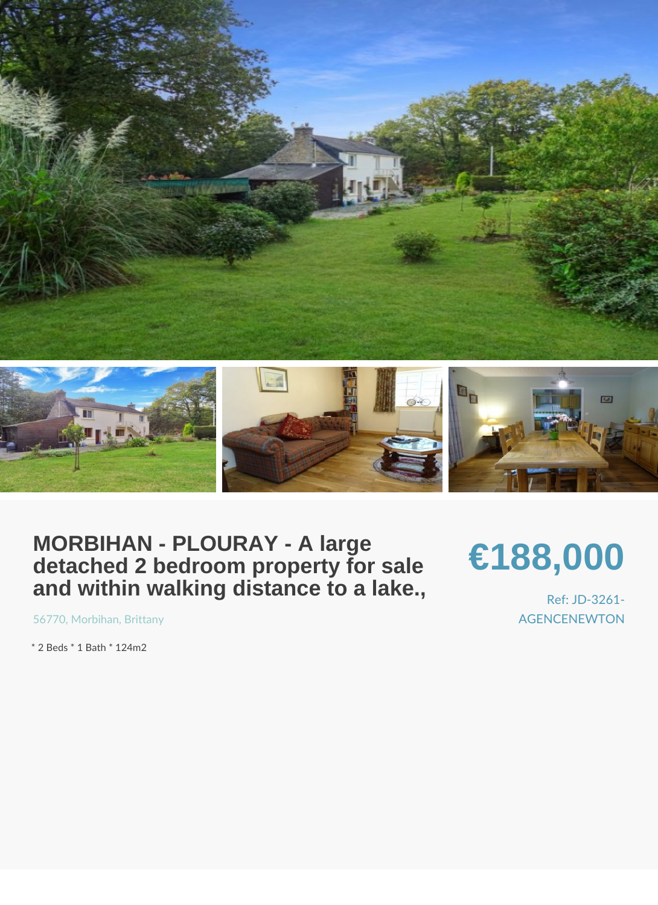# MORBIHAN - PLOURAY - A large detached 2 bedroom property for sale and within walking distance to a lake.,

56770, Morbihan, Brittany

**€188,000**

Ref: JD-3261-AGENCENEWTON

* 2 Beds * 1 Bath * 124m2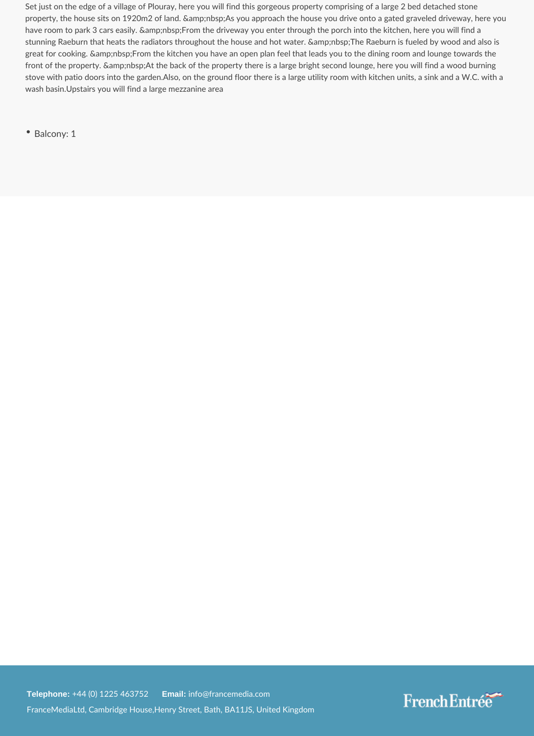Set just on the edge of a village of Plouray, here you will find this gorgeous property comprising of a large 2 bed detached stone property, the house sits on 1920m2 of land. &amp;nbsp;As you approach the house you drive onto a gated graveled driveway, here you have room to park 3 cars easily. &amp;nbsp;From the driveway you enter through the porch into the kitchen, here you will find a stunning Raeburn that heats the radiators throughout the house and hot water. &amp;nbsp;The Raeburn is fueled by wood and also is great for cooking. &amp;nbsp;From the kitchen you have an open plan feel that leads you to the dining room and lounge towards the front of the property. &amp;nbsp;At the back of the property there is a large bright second lounge, here you will find a wood burning stove with patio doors into the garden.Also, on the ground floor there is a large utility room with kitchen units, a sink and a W.C. with a wash basin.Upstairs you will find a large mezzanine area

- Balcony: 1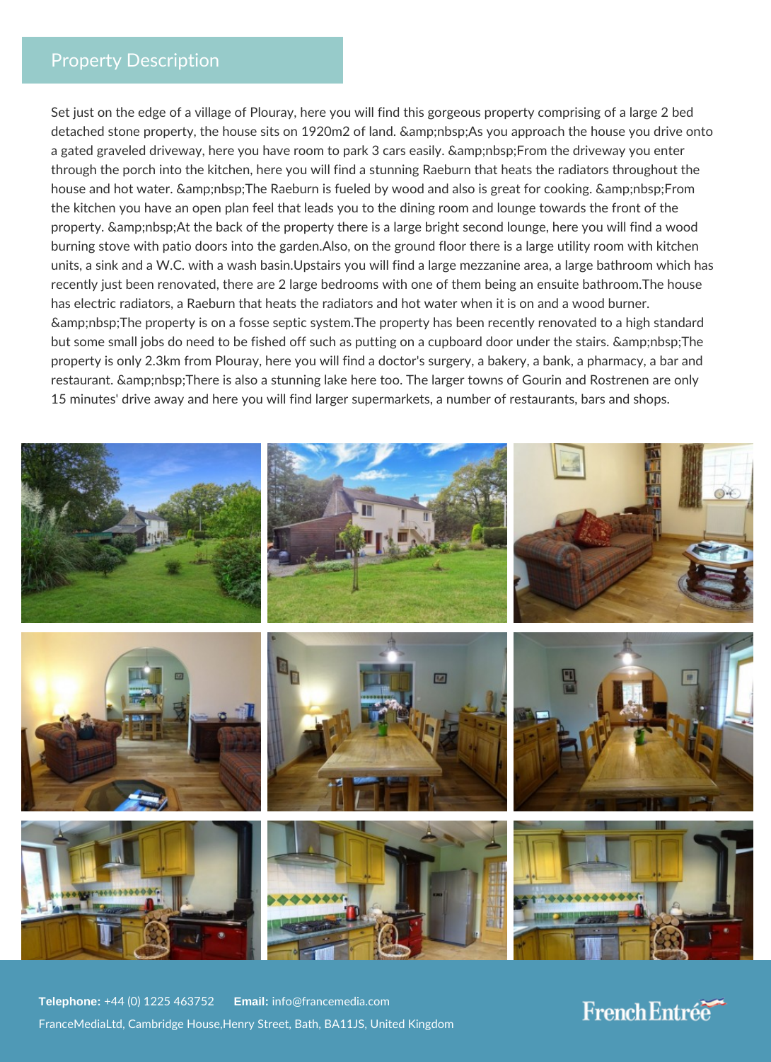## Property Description

Set just on the edge of a village of Plouray, here you will find this gorgeous property comprising of a large 2 bed detached stone property, the house sits on 1920m2 of land. &amp;nbsp;As you approach the house you drive onto a gated graveled driveway, here you have room to park 3 cars easily. &amp;nbsp;From the driveway you enter through the porch into the kitchen, here you will find a stunning Raeburn that heats the radiators throughout the house and hot water. &amp;nbsp;The Raeburn is fueled by wood and also is great for cooking. &amp;nbsp;From the kitchen you have an open plan feel that leads you to the dining room and lounge towards the front of the property. &amp;nbsp;At the back of the property there is a large bright second lounge, here you will find a wood burning stove with patio doors into the garden.Also, on the ground floor there is a large utility room with kitchen units, a sink and a W.C. with a wash basin.Upstairs you will find a large mezzanine area, a large bathroom which has recently just been renovated, there are 2 large bedrooms with one of them being an ensuite bathroom.The house has electric radiators, a Raeburn that heats the radiators and hot water when it is on and a wood burner. &amp;nbsp;The property is on a fosse septic system.The property has been recently renovated to a high standard but some small jobs do need to be fished off such as putting on a cupboard door under the stairs. &amp;nbsp;The property is only 2.3km from Plouray, here you will find a doctor's surgery, a bakery, a bank, a pharmacy, a bar and restaurant. &amp;nbsp;There is also a stunning lake here too. The larger towns of Gourin and Rostrenen are only 15 minutes' drive away and here you will find larger supermarkets, a number of restaurants, bars and shops.

**Telephone:** +44 (0) 1225 463752 **Email:** info@francemedia.com

FranceMediaLtd, Cambridge House,Henry Street, Bath, BA11JS, United Kingdom

FrenchEntrée